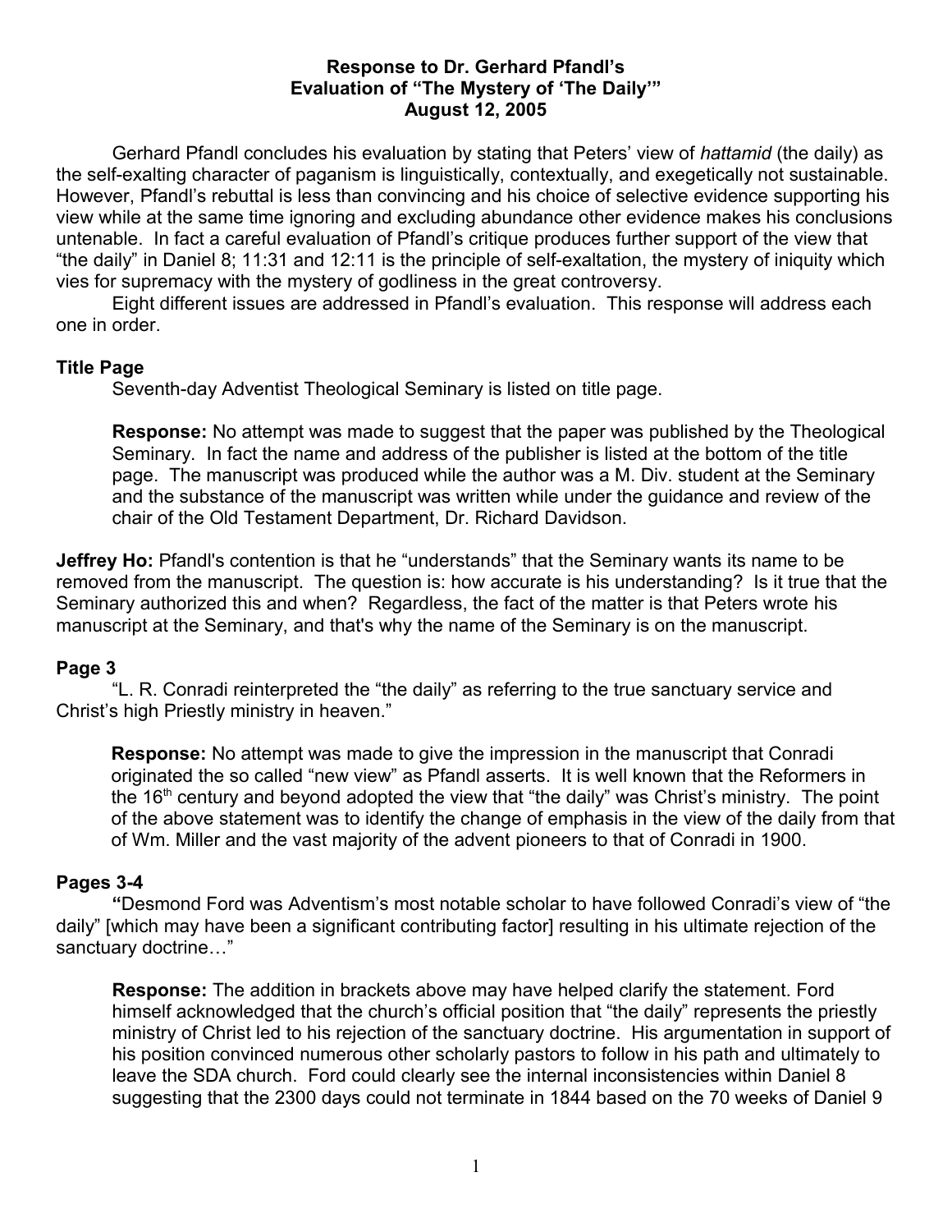**Response to Dr. Gerhard Pfandl's Evaluation of "The Mystery of 'The Daily'" August 12, 2005**

Gerhard Pfandl concludes his evaluation by stating that Peters' view of *hattamid* (the daily) as the self-exalting character of paganism is linguistically, contextually, and exegetically not sustainable. However, Pfandl's rebuttal is less than convincing and his choice of selective evidence supporting his view while at the same time ignoring and excluding abundance other evidence makes his conclusions untenable. In fact a careful evaluation of Pfandl's critique produces further support of the view that "the daily" in Daniel 8; 11:31 and 12:11 is the principle of self-exaltation, the mystery of iniquity which vies for supremacy with the mystery of godliness in the great controversy.

Eight different issues are addressed in Pfandl's evaluation. This response will address each one in order.

**Title Page**

Seventh-day Adventist Theological Seminary is listed on title page.

> **Response:** No attempt was made to suggest that the paper was published by the Theological Seminary. In fact the name and address of the publisher is listed at the bottom of the title page. The manuscript was produced while the author was a M. Div. student at the Seminary and the substance of the manuscript was written while under the guidance and review of the chair of the Old Testament Department, Dr. Richard Davidson.

**Jeffrey Ho:** Pfandl's contention is that he "understands" that the Seminary wants its name to be removed from the manuscript. The question is: how accurate is his understanding? Is it true that the Seminary authorized this and when? Regardless, the fact of the matter is that Peters wrote his manuscript at the Seminary, and that's why the name of the Seminary is on the manuscript.

**Page 3**

"L. R. Conradi reinterpreted the "the daily" as referring to the true sanctuary service and Christ's high Priestly ministry in heaven."

> **Response:** No attempt was made to give the impression in the manuscript that Conradi originated the so called "new view" as Pfandl asserts. It is well known that the Reformers in the 16th century and beyond adopted the view that "the daily" was Christ's ministry. The point of the above statement was to identify the change of emphasis in the view of the daily from that of Wm. Miller and the vast majority of the advent pioneers to that of Conradi in 1900.

**Pages 3-4**

"Desmond Ford was Adventism's most notable scholar to have followed Conradi's view of "the daily" [which may have been a significant contributing factor] resulting in his ultimate rejection of the sanctuary doctrine…"

> **Response:** The addition in brackets above may have helped clarify the statement. Ford himself acknowledged that the church's official position that "the daily" represents the priestly ministry of Christ led to his rejection of the sanctuary doctrine. His argumentation in support of his position convinced numerous other scholarly pastors to follow in his path and ultimately to leave the SDA church. Ford could clearly see the internal inconsistencies within Daniel 8 suggesting that the 2300 days could not terminate in 1844 based on the 70 weeks of Daniel 9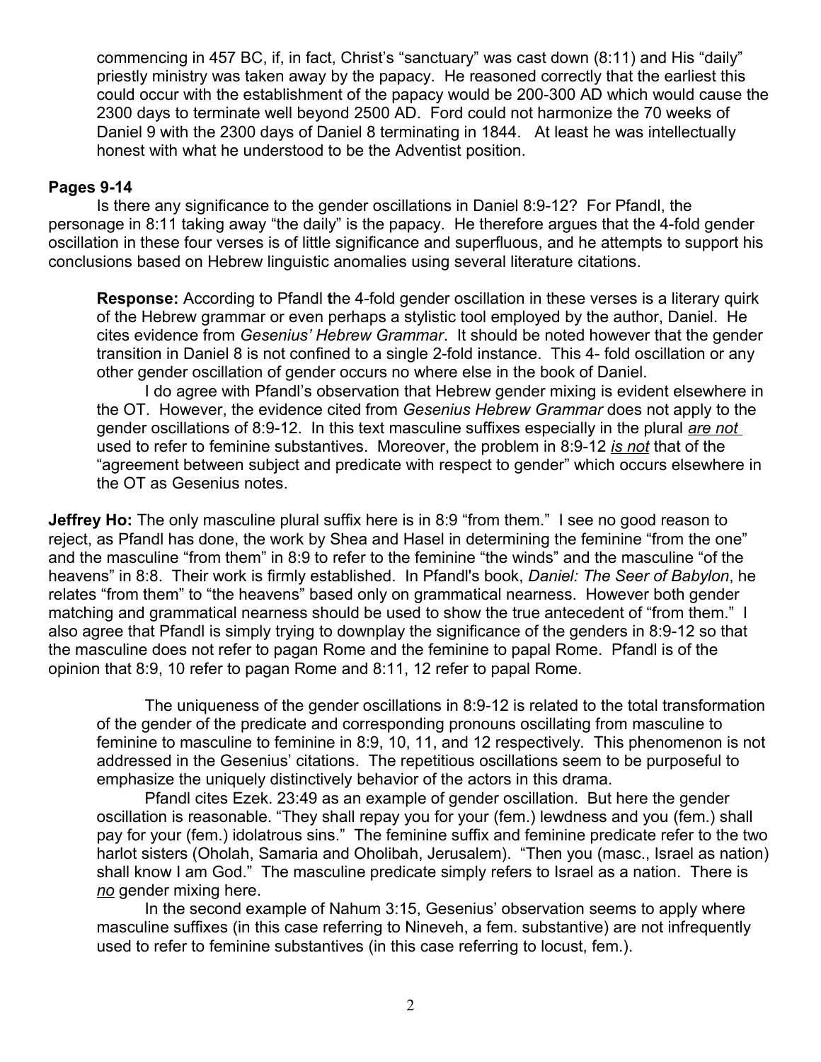commencing in 457 BC, if, in fact, Christ's "sanctuary" was cast down (8:11) and His "daily" priestly ministry was taken away by the papacy. He reasoned correctly that the earliest this could occur with the establishment of the papacy would be 200-300 AD which would cause the 2300 days to terminate well beyond 2500 AD. Ford could not harmonize the 70 weeks of Daniel 9 with the 2300 days of Daniel 8 terminating in 1844. At least he was intellectually honest with what he understood to be the Adventist position.

**Pages 9-14**

Is there any significance to the gender oscillations in Daniel 8:9-12? For Pfandl, the personage in 8:11 taking away "the daily" is the papacy. He therefore argues that the 4-fold gender oscillation in these four verses is of little significance and superfluous, and he attempts to support his conclusions based on Hebrew linguistic anomalies using several literature citations.

> **Response:** According to Pfandl **t**he 4-fold gender oscillation in these verses is a literary quirk of the Hebrew grammar or even perhaps a stylistic tool employed by the author, Daniel. He cites evidence from *Gesenius' Hebrew Grammar*. It should be noted however that the gender transition in Daniel 8 is not confined to a single 2-fold instance. This 4- fold oscillation or any other gender oscillation of gender occurs no where else in the book of Daniel.
>
> I do agree with Pfandl's observation that Hebrew gender mixing is evident elsewhere in the OT. However, the evidence cited from *Gesenius Hebrew Grammar* does not apply to the gender oscillations of 8:9-12. In this text masculine suffixes especially in the plural *are not* used to refer to feminine substantives. Moreover, the problem in 8:9-12 *is not* that of the "agreement between subject and predicate with respect to gender" which occurs elsewhere in the OT as Gesenius notes.

**Jeffrey Ho:** The only masculine plural suffix here is in 8:9 "from them." I see no good reason to reject, as Pfandl has done, the work by Shea and Hasel in determining the feminine "from the one" and the masculine "from them" in 8:9 to refer to the feminine "the winds" and the masculine "of the heavens" in 8:8. Their work is firmly established. In Pfandl's book, *Daniel: The Seer of Babylon*, he relates "from them" to "the heavens" based only on grammatical nearness. However both gender matching and grammatical nearness should be used to show the true antecedent of "from them." I also agree that Pfandl is simply trying to downplay the significance of the genders in 8:9-12 so that the masculine does not refer to pagan Rome and the feminine to papal Rome. Pfandl is of the opinion that 8:9, 10 refer to pagan Rome and 8:11, 12 refer to papal Rome.

> The uniqueness of the gender oscillations in 8:9-12 is related to the total transformation of the gender of the predicate and corresponding pronouns oscillating from masculine to feminine to masculine to feminine in 8:9, 10, 11, and 12 respectively. This phenomenon is not addressed in the Gesenius' citations. The repetitious oscillations seem to be purposeful to emphasize the uniquely distinctively behavior of the actors in this drama.
>
> Pfandl cites Ezek. 23:49 as an example of gender oscillation. But here the gender oscillation is reasonable. "They shall repay you for your (fem.) lewdness and you (fem.) shall pay for your (fem.) idolatrous sins." The feminine suffix and feminine predicate refer to the two harlot sisters (Oholah, Samaria and Oholibah, Jerusalem). "Then you (masc., Israel as nation) shall know I am God." The masculine predicate simply refers to Israel as a nation. There is ***no*** gender mixing here.
>
> In the second example of Nahum 3:15, Gesenius' observation seems to apply where masculine suffixes (in this case referring to Nineveh, a fem. substantive) are not infrequently used to refer to feminine substantives (in this case referring to locust, fem.).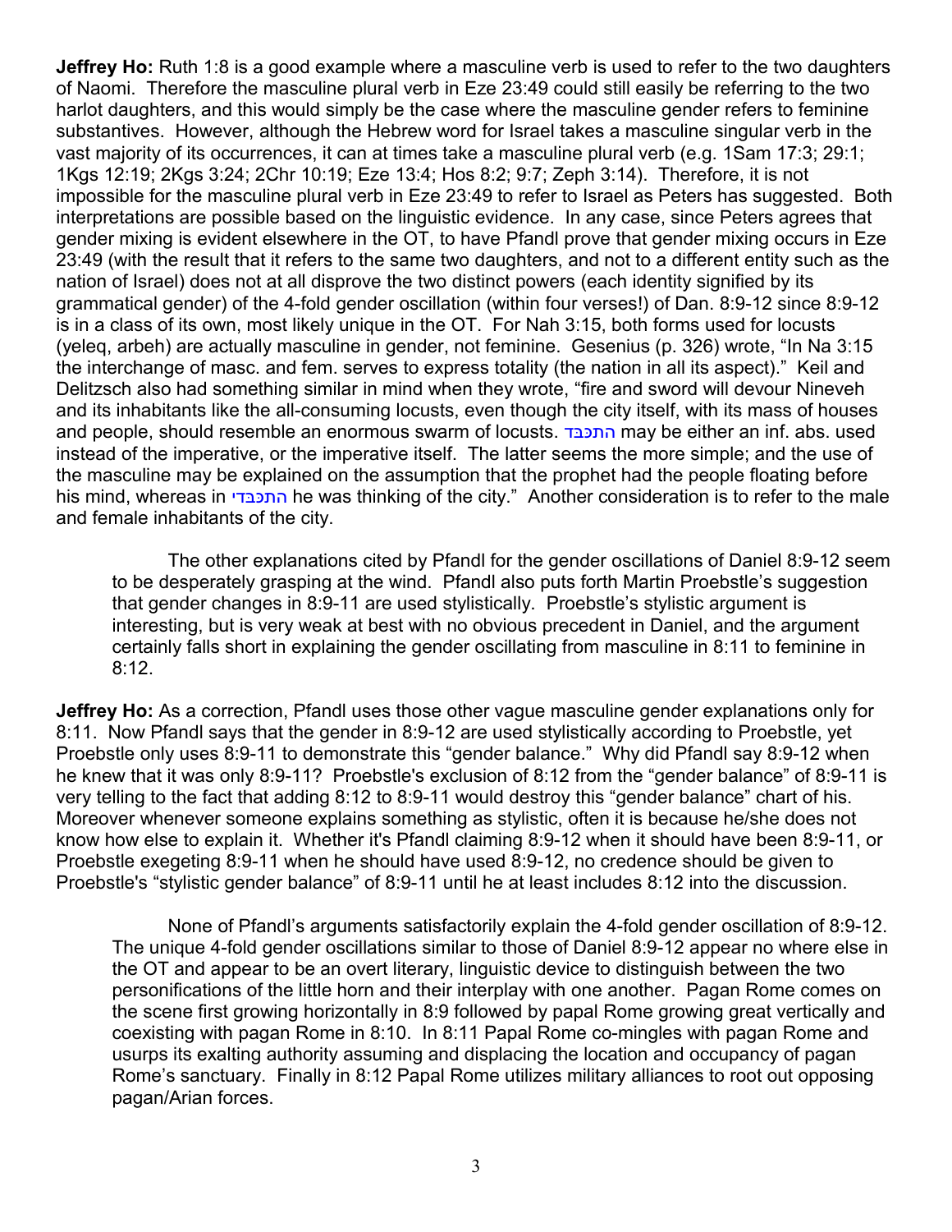**Jeffrey Ho:** Ruth 1:8 is a good example where a masculine verb is used to refer to the two daughters of Naomi. Therefore the masculine plural verb in Eze 23:49 could still easily be referring to the two harlot daughters, and this would simply be the case where the masculine gender refers to feminine substantives. However, although the Hebrew word for Israel takes a masculine singular verb in the vast majority of its occurrences, it can at times take a masculine plural verb (e.g. 1Sam 17:3; 29:1; 1Kgs 12:19; 2Kgs 3:24; 2Chr 10:19; Eze 13:4; Hos 8:2; 9:7; Zeph 3:14). Therefore, it is not impossible for the masculine plural verb in Eze 23:49 to refer to Israel as Peters has suggested. Both interpretations are possible based on the linguistic evidence. In any case, since Peters agrees that gender mixing is evident elsewhere in the OT, to have Pfandl prove that gender mixing occurs in Eze 23:49 (with the result that it refers to the same two daughters, and not to a different entity such as the nation of Israel) does not at all disprove the two distinct powers (each identity signified by its grammatical gender) of the 4-fold gender oscillation (within four verses!) of Dan. 8:9-12 since 8:9-12 is in a class of its own, most likely unique in the OT. For Nah 3:15, both forms used for locusts (yeleq, arbeh) are actually masculine in gender, not feminine. Gesenius (p. 326) wrote, "In Na 3:15 the interchange of masc. and fem. serves to express totality (the nation in all its aspect)." Keil and Delitzsch also had something similar in mind when they wrote, "fire and sword will devour Nineveh and its inhabitants like the all-consuming locusts, even though the city itself, with its mass of houses and people, should resemble an enormous swarm of locusts. התכבד may be either an inf. abs. used instead of the imperative, or the imperative itself. The latter seems the more simple; and the use of the masculine may be explained on the assumption that the prophet had the people floating before his mind, whereas in התכבדי he was thinking of the city." Another consideration is to refer to the male and female inhabitants of the city.

The other explanations cited by Pfandl for the gender oscillations of Daniel 8:9-12 seem to be desperately grasping at the wind. Pfandl also puts forth Martin Proebstle's suggestion that gender changes in 8:9-11 are used stylistically. Proebstle's stylistic argument is interesting, but is very weak at best with no obvious precedent in Daniel, and the argument certainly falls short in explaining the gender oscillating from masculine in 8:11 to feminine in 8:12.

**Jeffrey Ho:** As a correction, Pfandl uses those other vague masculine gender explanations only for 8:11. Now Pfandl says that the gender in 8:9-12 are used stylistically according to Proebstle, yet Proebstle only uses 8:9-11 to demonstrate this "gender balance." Why did Pfandl say 8:9-12 when he knew that it was only 8:9-11? Proebstle's exclusion of 8:12 from the "gender balance" of 8:9-11 is very telling to the fact that adding 8:12 to 8:9-11 would destroy this "gender balance" chart of his. Moreover whenever someone explains something as stylistic, often it is because he/she does not know how else to explain it. Whether it's Pfandl claiming 8:9-12 when it should have been 8:9-11, or Proebstle exegeting 8:9-11 when he should have used 8:9-12, no credence should be given to Proebstle's "stylistic gender balance" of 8:9-11 until he at least includes 8:12 into the discussion.

None of Pfandl's arguments satisfactorily explain the 4-fold gender oscillation of 8:9-12. The unique 4-fold gender oscillations similar to those of Daniel 8:9-12 appear no where else in the OT and appear to be an overt literary, linguistic device to distinguish between the two personifications of the little horn and their interplay with one another. Pagan Rome comes on the scene first growing horizontally in 8:9 followed by papal Rome growing great vertically and coexisting with pagan Rome in 8:10. In 8:11 Papal Rome co-mingles with pagan Rome and usurps its exalting authority assuming and displacing the location and occupancy of pagan Rome's sanctuary. Finally in 8:12 Papal Rome utilizes military alliances to root out opposing pagan/Arian forces.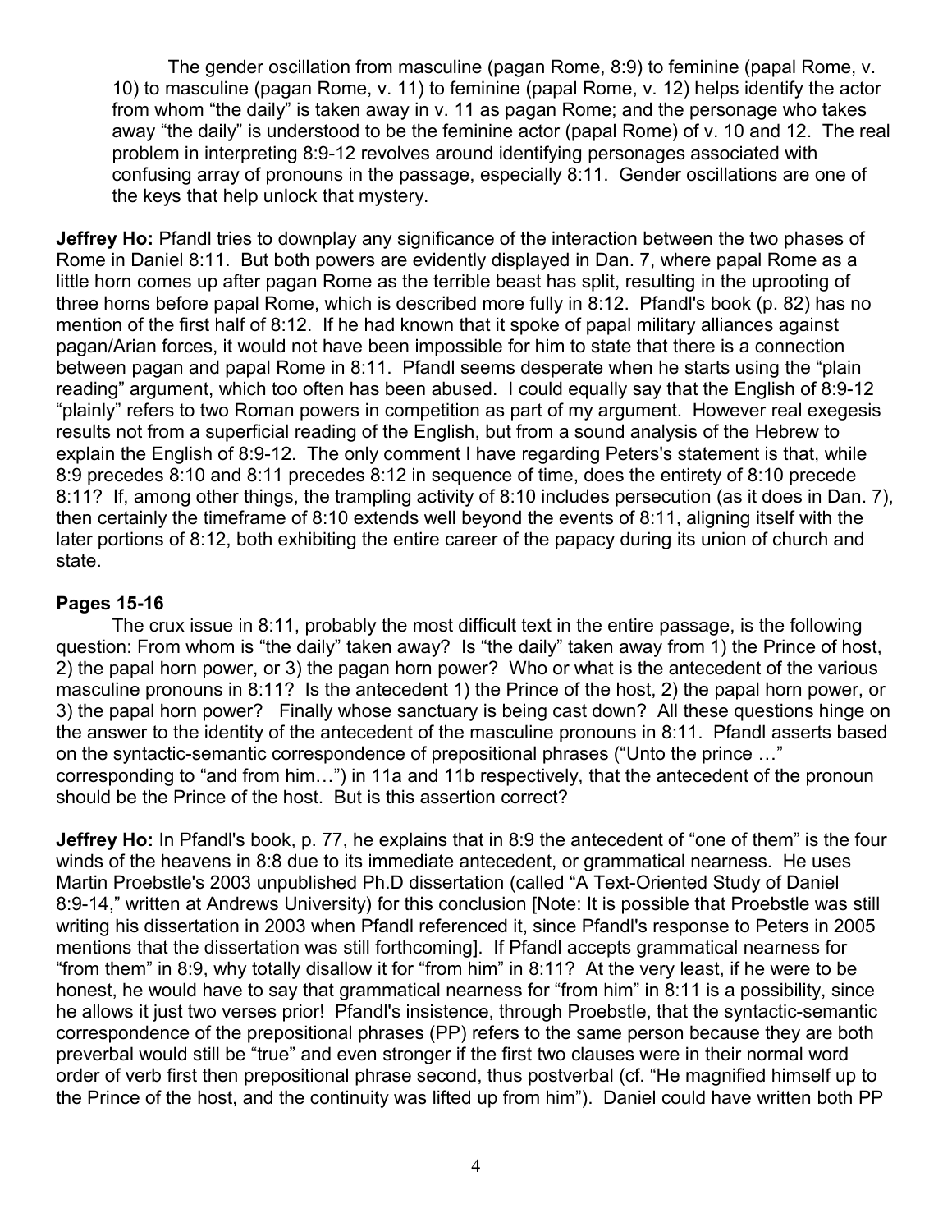The gender oscillation from masculine (pagan Rome, 8:9) to feminine (papal Rome, v. 10) to masculine (pagan Rome, v. 11) to feminine (papal Rome, v. 12) helps identify the actor from whom "the daily" is taken away in v. 11 as pagan Rome; and the personage who takes away "the daily" is understood to be the feminine actor (papal Rome) of v. 10 and 12. The real problem in interpreting 8:9-12 revolves around identifying personages associated with confusing array of pronouns in the passage, especially 8:11. Gender oscillations are one of the keys that help unlock that mystery.

**Jeffrey Ho:** Pfandl tries to downplay any significance of the interaction between the two phases of Rome in Daniel 8:11. But both powers are evidently displayed in Dan. 7, where papal Rome as a little horn comes up after pagan Rome as the terrible beast has split, resulting in the uprooting of three horns before papal Rome, which is described more fully in 8:12. Pfandl's book (p. 82) has no mention of the first half of 8:12. If he had known that it spoke of papal military alliances against pagan/Arian forces, it would not have been impossible for him to state that there is a connection between pagan and papal Rome in 8:11. Pfandl seems desperate when he starts using the "plain reading" argument, which too often has been abused. I could equally say that the English of 8:9-12 "plainly" refers to two Roman powers in competition as part of my argument. However real exegesis results not from a superficial reading of the English, but from a sound analysis of the Hebrew to explain the English of 8:9-12. The only comment I have regarding Peters's statement is that, while 8:9 precedes 8:10 and 8:11 precedes 8:12 in sequence of time, does the entirety of 8:10 precede 8:11? If, among other things, the trampling activity of 8:10 includes persecution (as it does in Dan. 7), then certainly the timeframe of 8:10 extends well beyond the events of 8:11, aligning itself with the later portions of 8:12, both exhibiting the entire career of the papacy during its union of church and state.

### Pages 15-16

The crux issue in 8:11, probably the most difficult text in the entire passage, is the following question: From whom is "the daily" taken away? Is "the daily" taken away from 1) the Prince of host, 2) the papal horn power, or 3) the pagan horn power? Who or what is the antecedent of the various masculine pronouns in 8:11? Is the antecedent 1) the Prince of the host, 2) the papal horn power, or 3) the papal horn power? Finally whose sanctuary is being cast down? All these questions hinge on the answer to the identity of the antecedent of the masculine pronouns in 8:11. Pfandl asserts based on the syntactic-semantic correspondence of prepositional phrases ("Unto the prince …" corresponding to "and from him…") in 11a and 11b respectively, that the antecedent of the pronoun should be the Prince of the host. But is this assertion correct?

**Jeffrey Ho:** In Pfandl's book, p. 77, he explains that in 8:9 the antecedent of "one of them" is the four winds of the heavens in 8:8 due to its immediate antecedent, or grammatical nearness. He uses Martin Proebstle's 2003 unpublished Ph.D dissertation (called "A Text-Oriented Study of Daniel 8:9-14," written at Andrews University) for this conclusion [Note: It is possible that Proebstle was still writing his dissertation in 2003 when Pfandl referenced it, since Pfandl's response to Peters in 2005 mentions that the dissertation was still forthcoming]. If Pfandl accepts grammatical nearness for "from them" in 8:9, why totally disallow it for "from him" in 8:11? At the very least, if he were to be honest, he would have to say that grammatical nearness for "from him" in 8:11 is a possibility, since he allows it just two verses prior! Pfandl's insistence, through Proebstle, that the syntactic-semantic correspondence of the prepositional phrases (PP) refers to the same person because they are both preverbal would still be "true" and even stronger if the first two clauses were in their normal word order of verb first then prepositional phrase second, thus postverbal (cf. "He magnified himself up to the Prince of the host, and the continuity was lifted up from him"). Daniel could have written both PP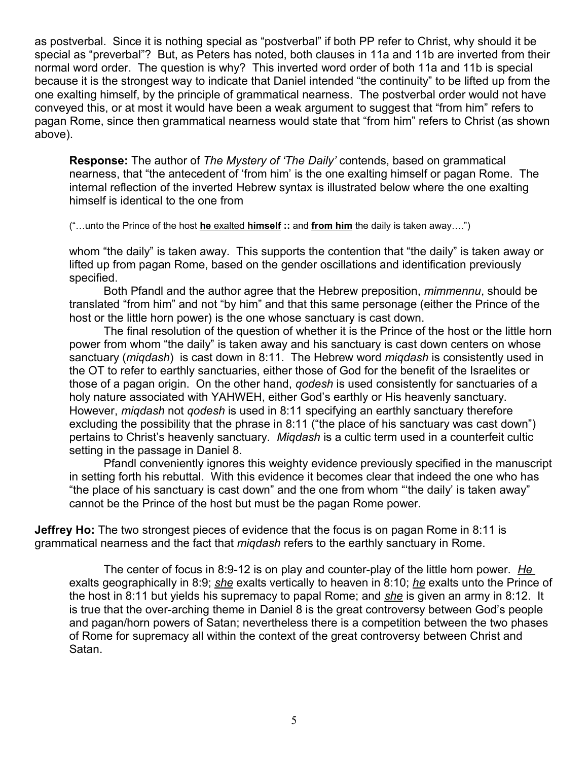as postverbal. Since it is nothing special as "postverbal" if both PP refer to Christ, why should it be special as "preverbal"? But, as Peters has noted, both clauses in 11a and 11b are inverted from their normal word order. The question is why? This inverted word order of both 11a and 11b is special because it is the strongest way to indicate that Daniel intended "the continuity" to be lifted up from the one exalting himself, by the principle of grammatical nearness. The postverbal order would not have conveyed this, or at most it would have been a weak argument to suggest that "from him" refers to pagan Rome, since then grammatical nearness would state that "from him" refers to Christ (as shown above).

> **Response:** The author of *The Mystery of 'The Daily'* contends, based on grammatical nearness, that "the antecedent of 'from him' is the one exalting himself or pagan Rome. The internal reflection of the inverted Hebrew syntax is illustrated below where the one exalting himself is identical to the one from
>
> ("…unto the Prince of the host **he** exalted **himself** **::** and **from him** the daily is taken away….")
>
> whom "the daily" is taken away. This supports the contention that "the daily" is taken away or lifted up from pagan Rome, based on the gender oscillations and identification previously specified.
>
> Both Pfandl and the author agree that the Hebrew preposition, *mimmennu*, should be translated "from him" and not "by him" and that this same personage (either the Prince of the host or the little horn power) is the one whose sanctuary is cast down.
>
> The final resolution of the question of whether it is the Prince of the host or the little horn power from whom "the daily" is taken away and his sanctuary is cast down centers on whose sanctuary (*miqdash*) is cast down in 8:11. The Hebrew word *miqdash* is consistently used in the OT to refer to earthly sanctuaries, either those of God for the benefit of the Israelites or those of a pagan origin. On the other hand, *qodesh* is used consistently for sanctuaries of a holy nature associated with YAHWEH, either God's earthly or His heavenly sanctuary. However, *miqdash* not *qodesh* is used in 8:11 specifying an earthly sanctuary therefore excluding the possibility that the phrase in 8:11 ("the place of his sanctuary was cast down") pertains to Christ's heavenly sanctuary. *Miqdash* is a cultic term used in a counterfeit cultic setting in the passage in Daniel 8.
>
> Pfandl conveniently ignores this weighty evidence previously specified in the manuscript in setting forth his rebuttal. With this evidence it becomes clear that indeed the one who has "the place of his sanctuary is cast down" and the one from whom "'the daily' is taken away" cannot be the Prince of the host but must be the pagan Rome power.

**Jeffrey Ho:** The two strongest pieces of evidence that the focus is on pagan Rome in 8:11 is grammatical nearness and the fact that *miqdash* refers to the earthly sanctuary in Rome.

> The center of focus in 8:9-12 is on play and counter-play of the little horn power. ***He*** exalts geographically in 8:9; ***she*** exalts vertically to heaven in 8:10; ***he*** exalts unto the Prince of the host in 8:11 but yields his supremacy to papal Rome; and ***she*** is given an army in 8:12. It is true that the over-arching theme in Daniel 8 is the great controversy between God's people and pagan/horn powers of Satan; nevertheless there is a competition between the two phases of Rome for supremacy all within the context of the great controversy between Christ and Satan.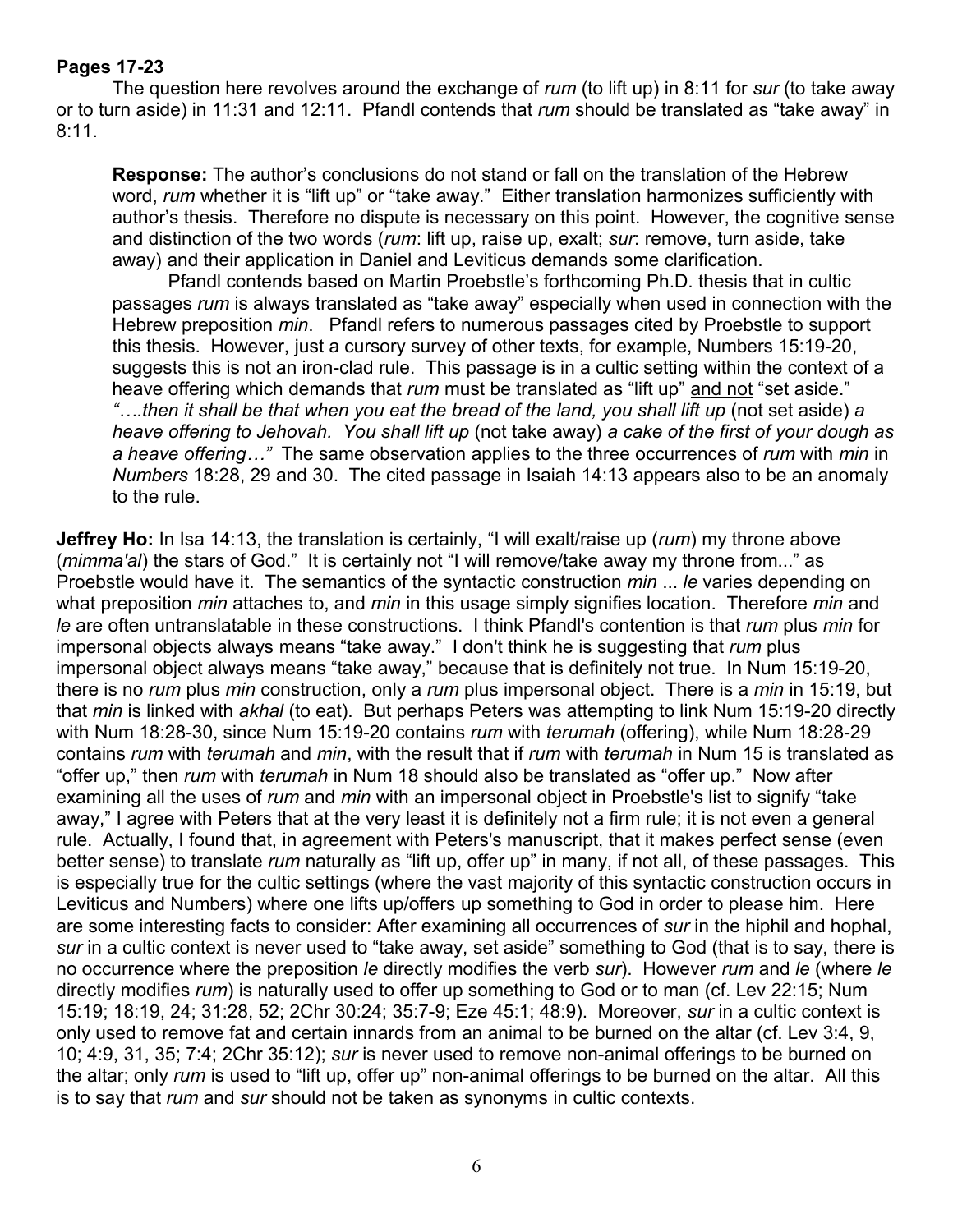**Pages 17-23**

The question here revolves around the exchange of *rum* (to lift up) in 8:11 for *sur* (to take away or to turn aside) in 11:31 and 12:11. Pfandl contends that *rum* should be translated as "take away" in 8:11.

> **Response:** The author's conclusions do not stand or fall on the translation of the Hebrew word, *rum* whether it is "lift up" or "take away." Either translation harmonizes sufficiently with author's thesis. Therefore no dispute is necessary on this point. However, the cognitive sense and distinction of the two words (*rum*: lift up, raise up, exalt; *sur*: remove, turn aside, take away) and their application in Daniel and Leviticus demands some clarification.
>
> Pfandl contends based on Martin Proebstle's forthcoming Ph.D. thesis that in cultic passages *rum* is always translated as "take away" especially when used in connection with the Hebrew preposition *min*. Pfandl refers to numerous passages cited by Proebstle to support this thesis. However, just a cursory survey of other texts, for example, Numbers 15:19-20, suggests this is not an iron-clad rule. This passage is in a cultic setting within the context of a heave offering which demands that *rum* must be translated as "lift up" <u>and not</u> "set aside." *"….then it shall be that when you eat the bread of the land, you shall lift up* (not set aside) *a heave offering to Jehovah. You shall lift up* (not take away) *a cake of the first of your dough as a heave offering…"* The same observation applies to the three occurrences of *rum* with *min* in *Numbers* 18:28, 29 and 30. The cited passage in Isaiah 14:13 appears also to be an anomaly to the rule.

**Jeffrey Ho:** In Isa 14:13, the translation is certainly, "I will exalt/raise up (*rum*) my throne above (*mimma'al*) the stars of God." It is certainly not "I will remove/take away my throne from..." as Proebstle would have it. The semantics of the syntactic construction *min* ... *le* varies depending on what preposition *min* attaches to, and *min* in this usage simply signifies location. Therefore *min* and *le* are often untranslatable in these constructions. I think Pfandl's contention is that *rum* plus *min* for impersonal objects always means "take away." I don't think he is suggesting that *rum* plus impersonal object always means "take away," because that is definitely not true. In Num 15:19-20, there is no *rum* plus *min* construction, only a *rum* plus impersonal object. There is a *min* in 15:19, but that *min* is linked with *akhal* (to eat). But perhaps Peters was attempting to link Num 15:19-20 directly with Num 18:28-30, since Num 15:19-20 contains *rum* with *terumah* (offering), while Num 18:28-29 contains *rum* with *terumah* and *min*, with the result that if *rum* with *terumah* in Num 15 is translated as "offer up," then *rum* with *terumah* in Num 18 should also be translated as "offer up." Now after examining all the uses of *rum* and *min* with an impersonal object in Proebstle's list to signify "take away," I agree with Peters that at the very least it is definitely not a firm rule; it is not even a general rule. Actually, I found that, in agreement with Peters's manuscript, that it makes perfect sense (even better sense) to translate *rum* naturally as "lift up, offer up" in many, if not all, of these passages. This is especially true for the cultic settings (where the vast majority of this syntactic construction occurs in Leviticus and Numbers) where one lifts up/offers up something to God in order to please him. Here are some interesting facts to consider: After examining all occurrences of *sur* in the hiphil and hophal, *sur* in a cultic context is never used to "take away, set aside" something to God (that is to say, there is no occurrence where the preposition *le* directly modifies the verb *sur*). However *rum* and *le* (where *le* directly modifies *rum*) is naturally used to offer up something to God or to man (cf. Lev 22:15; Num 15:19; 18:19, 24; 31:28, 52; 2Chr 30:24; 35:7-9; Eze 45:1; 48:9). Moreover, *sur* in a cultic context is only used to remove fat and certain innards from an animal to be burned on the altar (cf. Lev 3:4, 9, 10; 4:9, 31, 35; 7:4; 2Chr 35:12); *sur* is never used to remove non-animal offerings to be burned on the altar; only *rum* is used to "lift up, offer up" non-animal offerings to be burned on the altar. All this is to say that *rum* and *sur* should not be taken as synonyms in cultic contexts.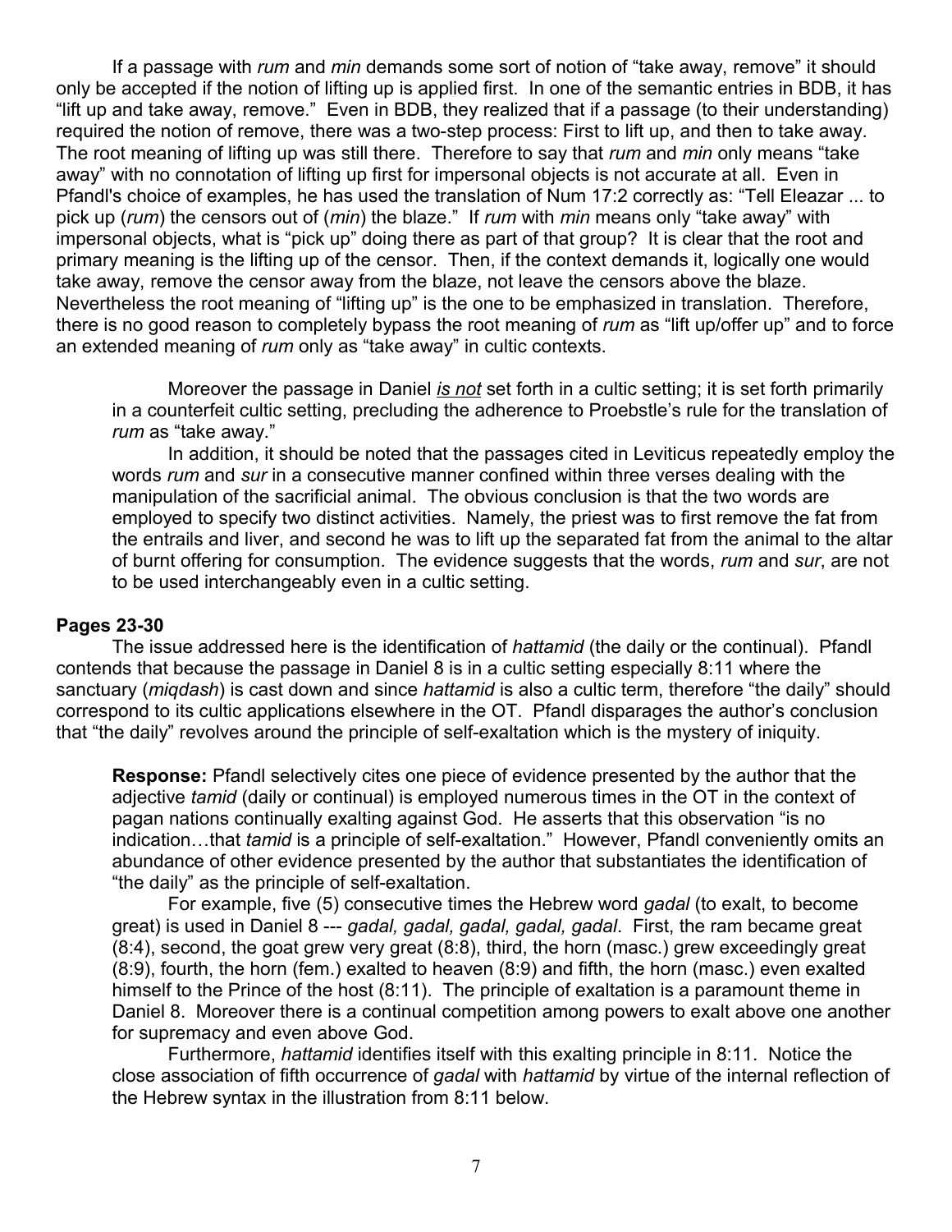If a passage with *rum* and *min* demands some sort of notion of "take away, remove" it should only be accepted if the notion of lifting up is applied first. In one of the semantic entries in BDB, it has "lift up and take away, remove." Even in BDB, they realized that if a passage (to their understanding) required the notion of remove, there was a two-step process: First to lift up, and then to take away. The root meaning of lifting up was still there. Therefore to say that *rum* and *min* only means "take away" with no connotation of lifting up first for impersonal objects is not accurate at all. Even in Pfandl's choice of examples, he has used the translation of Num 17:2 correctly as: "Tell Eleazar ... to pick up (*rum*) the censors out of (*min*) the blaze." If *rum* with *min* means only "take away" with impersonal objects, what is "pick up" doing there as part of that group? It is clear that the root and primary meaning is the lifting up of the censor. Then, if the context demands it, logically one would take away, remove the censor away from the blaze, not leave the censors above the blaze. Nevertheless the root meaning of "lifting up" is the one to be emphasized in translation. Therefore, there is no good reason to completely bypass the root meaning of *rum* as "lift up/offer up" and to force an extended meaning of *rum* only as "take away" in cultic contexts.

> Moreover the passage in Daniel ***is not*** set forth in a cultic setting; it is set forth primarily in a counterfeit cultic setting, precluding the adherence to Proebstle's rule for the translation of *rum* as "take away."
>
> In addition, it should be noted that the passages cited in Leviticus repeatedly employ the words *rum* and *sur* in a consecutive manner confined within three verses dealing with the manipulation of the sacrificial animal. The obvious conclusion is that the two words are employed to specify two distinct activities. Namely, the priest was to first remove the fat from the entrails and liver, and second he was to lift up the separated fat from the animal to the altar of burnt offering for consumption. The evidence suggests that the words, *rum* and *sur*, are not to be used interchangeably even in a cultic setting.

**Pages 23-30**

The issue addressed here is the identification of *hattamid* (the daily or the continual). Pfandl contends that because the passage in Daniel 8 is in a cultic setting especially 8:11 where the sanctuary (*miqdash*) is cast down and since *hattamid* is also a cultic term, therefore "the daily" should correspond to its cultic applications elsewhere in the OT. Pfandl disparages the author's conclusion that "the daily" revolves around the principle of self-exaltation which is the mystery of iniquity.

> **Response:** Pfandl selectively cites one piece of evidence presented by the author that the adjective *tamid* (daily or continual) is employed numerous times in the OT in the context of pagan nations continually exalting against God. He asserts that this observation "is no indication…that *tamid* is a principle of self-exaltation." However, Pfandl conveniently omits an abundance of other evidence presented by the author that substantiates the identification of "the daily" as the principle of self-exaltation.
>
> For example, five (5) consecutive times the Hebrew word *gadal* (to exalt, to become great) is used in Daniel 8 --- *gadal, gadal, gadal, gadal, gadal*. First, the ram became great (8:4), second, the goat grew very great (8:8), third, the horn (masc.) grew exceedingly great (8:9), fourth, the horn (fem.) exalted to heaven (8:9) and fifth, the horn (masc.) even exalted himself to the Prince of the host (8:11). The principle of exaltation is a paramount theme in Daniel 8. Moreover there is a continual competition among powers to exalt above one another for supremacy and even above God.
>
> Furthermore, *hattamid* identifies itself with this exalting principle in 8:11. Notice the close association of fifth occurrence of *gadal* with *hattamid* by virtue of the internal reflection of the Hebrew syntax in the illustration from 8:11 below.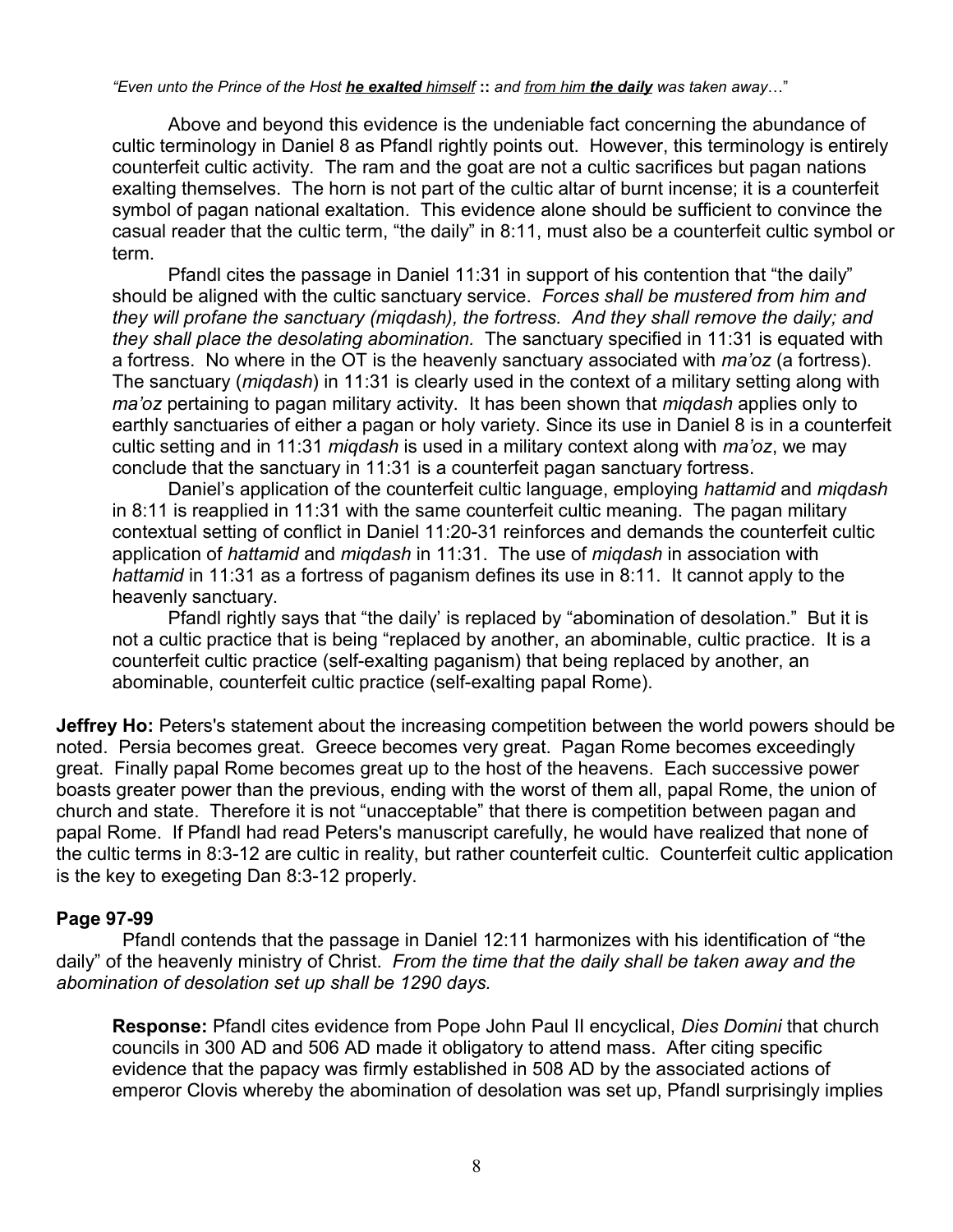*"Even unto the Prince of the Host **he exalted** himself* **::** *and from him **the daily** was taken away…"*

Above and beyond this evidence is the undeniable fact concerning the abundance of cultic terminology in Daniel 8 as Pfandl rightly points out. However, this terminology is entirely counterfeit cultic activity. The ram and the goat are not a cultic sacrifices but pagan nations exalting themselves. The horn is not part of the cultic altar of burnt incense; it is a counterfeit symbol of pagan national exaltation. This evidence alone should be sufficient to convince the casual reader that the cultic term, "the daily" in 8:11, must also be a counterfeit cultic symbol or term.

Pfandl cites the passage in Daniel 11:31 in support of his contention that "the daily" should be aligned with the cultic sanctuary service. *Forces shall be mustered from him and they will profane the sanctuary (miqdash), the fortress. And they shall remove the daily; and they shall place the desolating abomination.* The sanctuary specified in 11:31 is equated with a fortress. No where in the OT is the heavenly sanctuary associated with *ma'oz* (a fortress). The sanctuary (*miqdash*) in 11:31 is clearly used in the context of a military setting along with *ma'oz* pertaining to pagan military activity. It has been shown that *miqdash* applies only to earthly sanctuaries of either a pagan or holy variety. Since its use in Daniel 8 is in a counterfeit cultic setting and in 11:31 *miqdash* is used in a military context along with *ma'oz*, we may conclude that the sanctuary in 11:31 is a counterfeit pagan sanctuary fortress.

Daniel's application of the counterfeit cultic language, employing *hattamid* and *miqdash* in 8:11 is reapplied in 11:31 with the same counterfeit cultic meaning. The pagan military contextual setting of conflict in Daniel 11:20-31 reinforces and demands the counterfeit cultic application of *hattamid* and *miqdash* in 11:31. The use of *miqdash* in association with *hattamid* in 11:31 as a fortress of paganism defines its use in 8:11. It cannot apply to the heavenly sanctuary.

Pfandl rightly says that "the daily' is replaced by "abomination of desolation." But it is not a cultic practice that is being "replaced by another, an abominable, cultic practice. It is a counterfeit cultic practice (self-exalting paganism) that being replaced by another, an abominable, counterfeit cultic practice (self-exalting papal Rome).

**Jeffrey Ho:** Peters's statement about the increasing competition between the world powers should be noted. Persia becomes great. Greece becomes very great. Pagan Rome becomes exceedingly great. Finally papal Rome becomes great up to the host of the heavens. Each successive power boasts greater power than the previous, ending with the worst of them all, papal Rome, the union of church and state. Therefore it is not "unacceptable" that there is competition between pagan and papal Rome. If Pfandl had read Peters's manuscript carefully, he would have realized that none of the cultic terms in 8:3-12 are cultic in reality, but rather counterfeit cultic. Counterfeit cultic application is the key to exegeting Dan 8:3-12 properly.

**Page 97-99**

Pfandl contends that the passage in Daniel 12:11 harmonizes with his identification of "the daily" of the heavenly ministry of Christ. *From the time that the daily shall be taken away and the abomination of desolation set up shall be 1290 days.*

> **Response:** Pfandl cites evidence from Pope John Paul II encyclical, *Dies Domini* that church councils in 300 AD and 506 AD made it obligatory to attend mass. After citing specific evidence that the papacy was firmly established in 508 AD by the associated actions of emperor Clovis whereby the abomination of desolation was set up, Pfandl surprisingly implies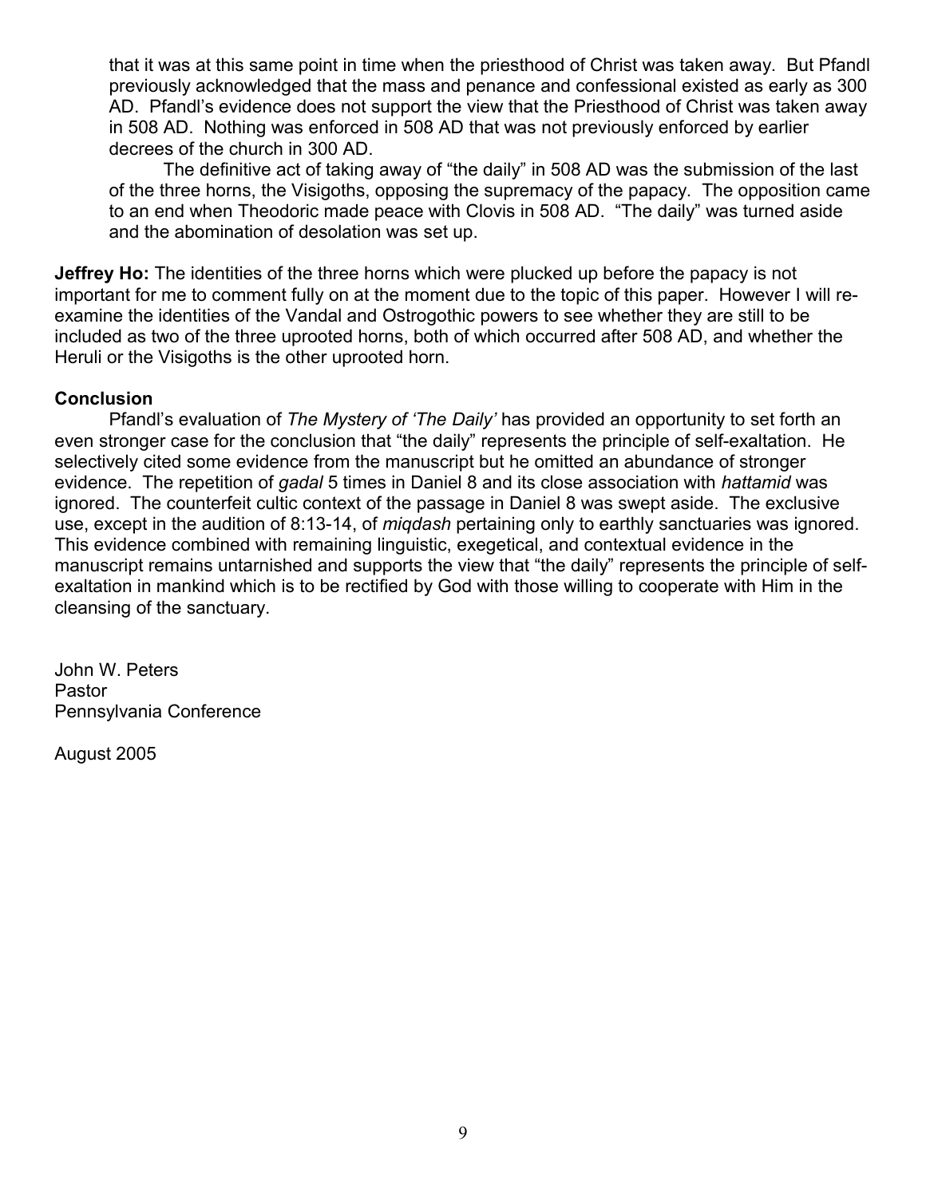that it was at this same point in time when the priesthood of Christ was taken away. But Pfandl previously acknowledged that the mass and penance and confessional existed as early as 300 AD. Pfandl's evidence does not support the view that the Priesthood of Christ was taken away in 508 AD. Nothing was enforced in 508 AD that was not previously enforced by earlier decrees of the church in 300 AD.

The definitive act of taking away of "the daily" in 508 AD was the submission of the last of the three horns, the Visigoths, opposing the supremacy of the papacy. The opposition came to an end when Theodoric made peace with Clovis in 508 AD. "The daily" was turned aside and the abomination of desolation was set up.

**Jeffrey Ho:** The identities of the three horns which were plucked up before the papacy is not important for me to comment fully on at the moment due to the topic of this paper. However I will re-examine the identities of the Vandal and Ostrogothic powers to see whether they are still to be included as two of the three uprooted horns, both of which occurred after 508 AD, and whether the Heruli or the Visigoths is the other uprooted horn.

**Conclusion**

Pfandl's evaluation of *The Mystery of 'The Daily'* has provided an opportunity to set forth an even stronger case for the conclusion that "the daily" represents the principle of self-exaltation. He selectively cited some evidence from the manuscript but he omitted an abundance of stronger evidence. The repetition of *gadal* 5 times in Daniel 8 and its close association with *hattamid* was ignored. The counterfeit cultic context of the passage in Daniel 8 was swept aside. The exclusive use, except in the audition of 8:13-14, of *miqdash* pertaining only to earthly sanctuaries was ignored. This evidence combined with remaining linguistic, exegetical, and contextual evidence in the manuscript remains untarnished and supports the view that "the daily" represents the principle of self-exaltation in mankind which is to be rectified by God with those willing to cooperate with Him in the cleansing of the sanctuary.

John W. Peters
Pastor
Pennsylvania Conference

August 2005